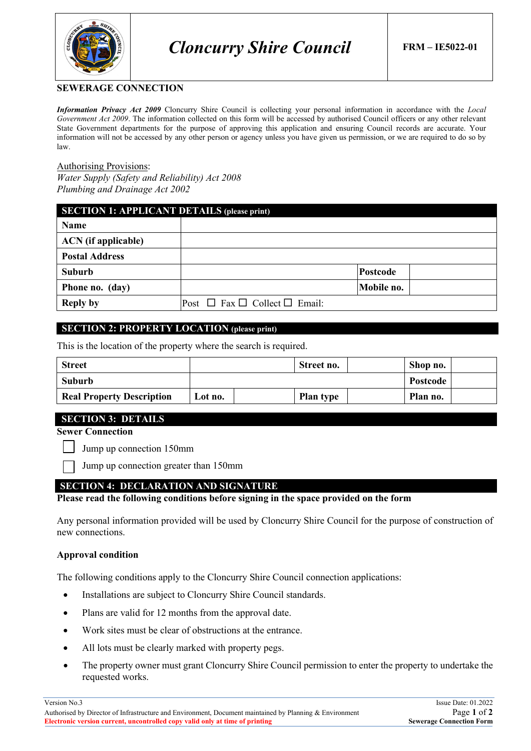# Cloncurry Shire Council

**FRM – IE5022-01**

## SEWERAGE CONNECTION

***Information Privacy Act 2009*** Cloncurry Shire Council is collecting your personal information in accordance with the *Local Government Act 2009*. The information collected on this form will be accessed by authorised Council officers or any other relevant State Government departments for the purpose of approving this application and ensuring Council records are accurate. Your information will not be accessed by any other person or agency unless you have given us permission, or we are required to do so by law.

Authorising Provisions:
*Water Supply (Safety and Reliability) Act 2008*
*Plumbing and Drainage Act 2002*

| **SECTION 1: APPLICANT DETAILS** (please print) | | | |
|---|---|---|---|
| **Name** | | | |
| **ACN (if applicable)** | | | |
| **Postal Address** | | | |
| **Suburb** | | **Postcode** | |
| **Phone no. (day)** | | **Mobile no.** | |
| **Reply by** | Post ☐ Fax ☐ Collect ☐ Email: | | |

**SECTION 2: PROPERTY LOCATION** (please print)

This is the location of the property where the search is required.

| **Street** | | | **Street no.** | | **Shop no.** | |
|---|---|---|---|---|---|---|
| **Suburb** | | | | | **Postcode** | |
| **Real Property Description** | **Lot no.** | | **Plan type** | | **Plan no.** | |

**SECTION 3: DETAILS**

**Sewer Connection**

☐ Jump up connection 150mm

☐ Jump up connection greater than 150mm

**SECTION 4: DECLARATION AND SIGNATURE**

**Please read the following conditions before signing in the space provided on the form**

Any personal information provided will be used by Cloncurry Shire Council for the purpose of construction of new connections.

**Approval condition**

The following conditions apply to the Cloncurry Shire Council connection applications:

- Installations are subject to Cloncurry Shire Council standards.
- Plans are valid for 12 months from the approval date.
- Work sites must be clear of obstructions at the entrance.
- All lots must be clearly marked with property pegs.
- The property owner must grant Cloncurry Shire Council permission to enter the property to undertake the requested works.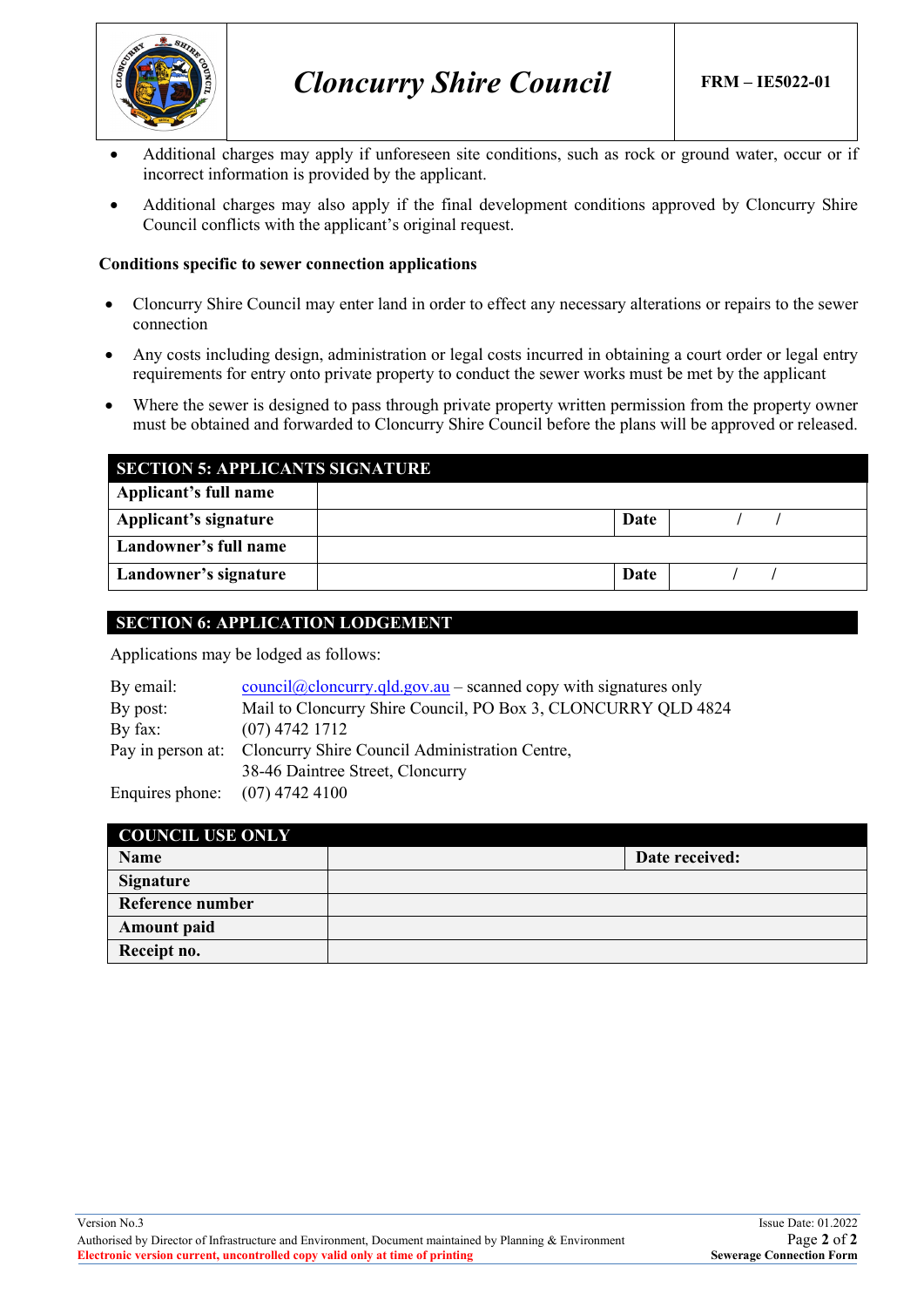- Additional charges may apply if unforeseen site conditions, such as rock or ground water, occur or if incorrect information is provided by the applicant.
- Additional charges may also apply if the final development conditions approved by Cloncurry Shire Council conflicts with the applicant's original request.

**Conditions specific to sewer connection applications**

- Cloncurry Shire Council may enter land in order to effect any necessary alterations or repairs to the sewer connection
- Any costs including design, administration or legal costs incurred in obtaining a court order or legal entry requirements for entry onto private property to conduct the sewer works must be met by the applicant
- Where the sewer is designed to pass through private property written permission from the property owner must be obtained and forwarded to Cloncurry Shire Council before the plans will be approved or released.

| SECTION 5: APPLICANTS SIGNATURE | | | |
|---|---|---|---|
| **Applicant's full name** | | | |
| **Applicant's signature** | | **Date** | / / |
| **Landowner's full name** | | | |
| **Landowner's signature** | | **Date** | / / |

## SECTION 6: APPLICATION LODGEMENT

Applications may be lodged as follows:

By email: council@cloncurry.qld.gov.au – scanned copy with signatures only
By post: Mail to Cloncurry Shire Council, PO Box 3, CLONCURRY QLD 4824
By fax: (07) 4742 1712
Pay in person at: Cloncurry Shire Council Administration Centre, 38-46 Daintree Street, Cloncurry
Enquires phone: (07) 4742 4100

| COUNCIL USE ONLY | | |
|---|---|---|
| **Name** | | **Date received:** |
| **Signature** | | |
| **Reference number** | | |
| **Amount paid** | | |
| **Receipt no.** | | |